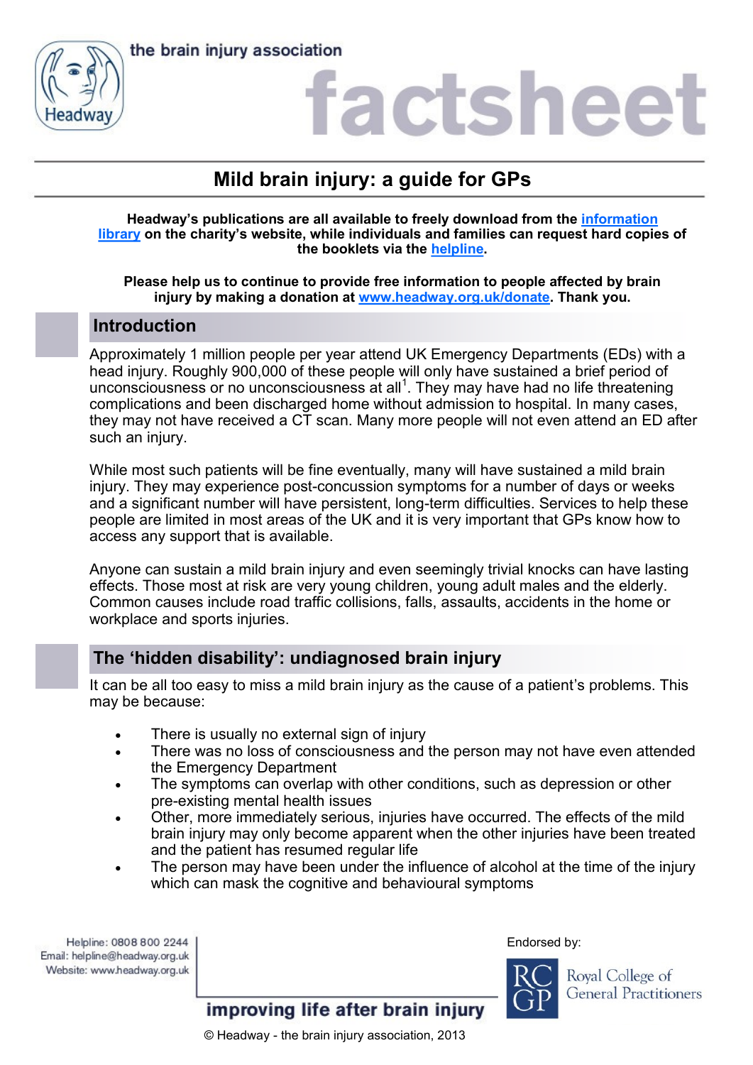the brain injury association

# factsheet

## Mild brain injury: a guide for GPs

**Headway's publications are all available to freely download from the information library on the charity's website, while individuals and families can request hard copies of the booklets via the helpline.**

**Please help us to continue to provide free information to people affected by brain injury by making a donation at www.headway.org.uk/donate. Thank you.**

### Introduction

Approximately 1 million people per year attend UK Emergency Departments (EDs) with a head injury. Roughly 900,000 of these people will only have sustained a brief period of unconsciousness or no unconsciousness at all[1]. They may have had no life threatening complications and been discharged home without admission to hospital. In many cases, they may not have received a CT scan. Many more people will not even attend an ED after such an injury.

While most such patients will be fine eventually, many will have sustained a mild brain injury. They may experience post-concussion symptoms for a number of days or weeks and a significant number will have persistent, long-term difficulties. Services to help these people are limited in most areas of the UK and it is very important that GPs know how to access any support that is available.

Anyone can sustain a mild brain injury and even seemingly trivial knocks can have lasting effects. Those most at risk are very young children, young adult males and the elderly. Common causes include road traffic collisions, falls, assaults, accidents in the home or workplace and sports injuries.

### The 'hidden disability': undiagnosed brain injury

It can be all too easy to miss a mild brain injury as the cause of a patient's problems. This may be because:

- There is usually no external sign of injury
- There was no loss of consciousness and the person may not have even attended the Emergency Department
- The symptoms can overlap with other conditions, such as depression or other pre-existing mental health issues
- Other, more immediately serious, injuries have occurred. The effects of the mild brain injury may only become apparent when the other injuries have been treated and the patient has resumed regular life
- The person may have been under the influence of alcohol at the time of the injury which can mask the cognitive and behavioural symptoms

Helpline: 0808 800 2244
Email: helpline@headway.org.uk
Website: www.headway.org.uk

Endorsed by: Royal College of General Practitioners

improving life after brain injury

© Headway - the brain injury association, 2013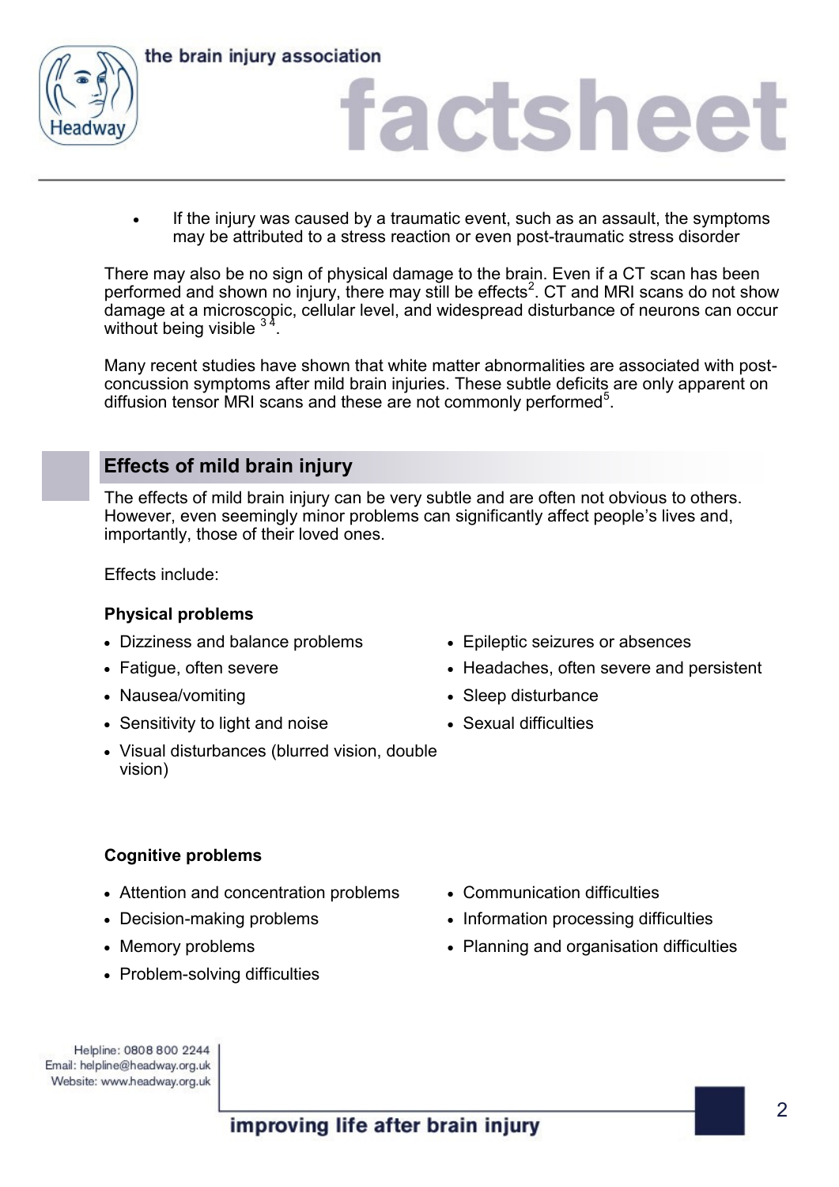- If the injury was caused by a traumatic event, such as an assault, the symptoms may be attributed to a stress reaction or even post-traumatic stress disorder

There may also be no sign of physical damage to the brain. Even if a CT scan has been performed and shown no injury, there may still be effects[2]. CT and MRI scans do not show damage at a microscopic, cellular level, and widespread disturbance of neurons can occur without being visible [3 4].

Many recent studies have shown that white matter abnormalities are associated with post-concussion symptoms after mild brain injuries. These subtle deficits are only apparent on diffusion tensor MRI scans and these are not commonly performed[5].

## Effects of mild brain injury

The effects of mild brain injury can be very subtle and are often not obvious to others. However, even seemingly minor problems can significantly affect people's lives and, importantly, those of their loved ones.

Effects include:

**Physical problems**

- Dizziness and balance problems
- Fatigue, often severe
- Nausea/vomiting
- Sensitivity to light and noise
- Visual disturbances (blurred vision, double vision)
- Epileptic seizures or absences
- Headaches, often severe and persistent
- Sleep disturbance
- Sexual difficulties

**Cognitive problems**

- Attention and concentration problems
- Decision-making problems
- Memory problems
- Problem-solving difficulties
- Communication difficulties
- Information processing difficulties
- Planning and organisation difficulties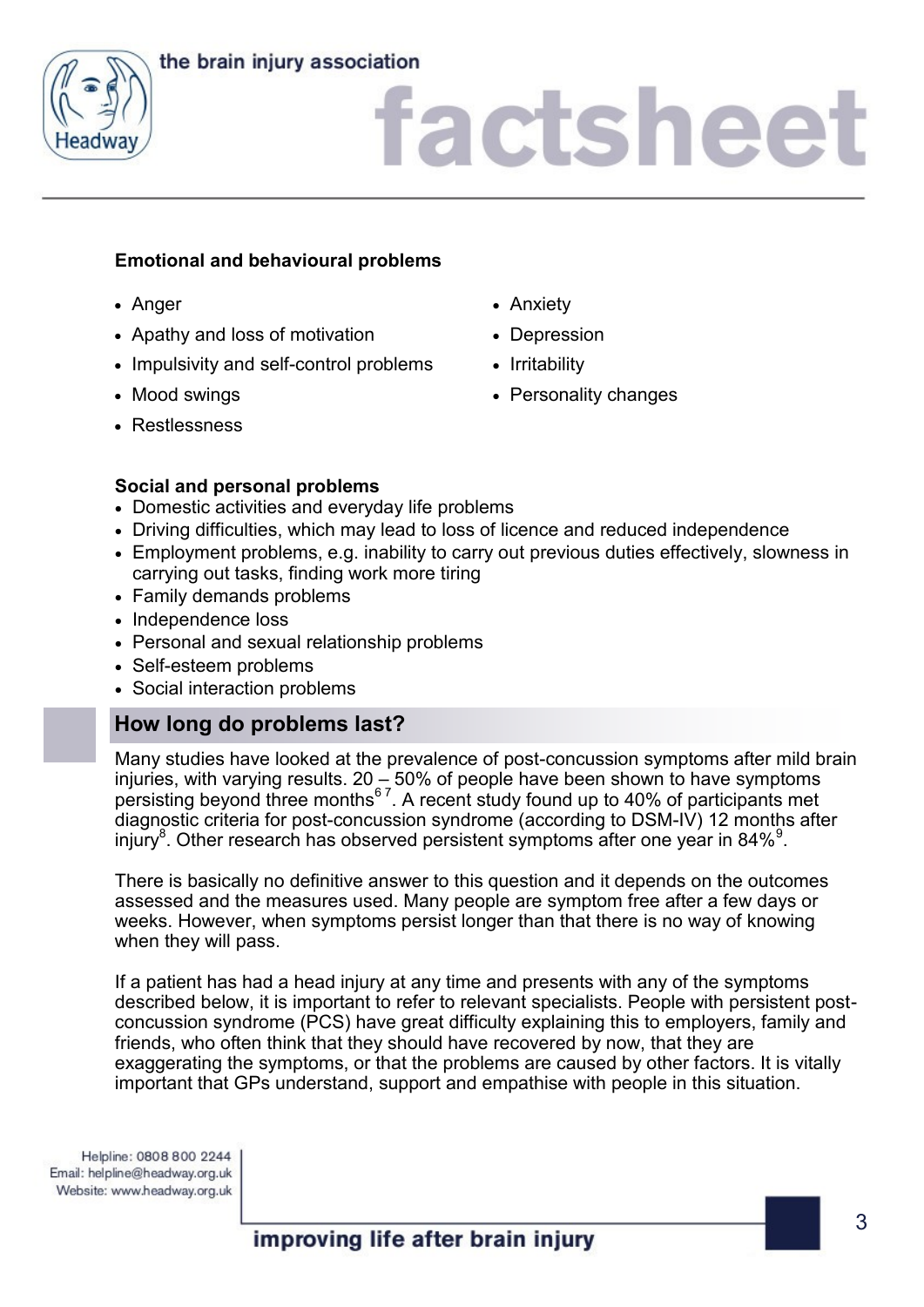**Emotional and behavioural problems**

- Anger
- Anxiety
- Apathy and loss of motivation
- Depression
- Impulsivity and self-control problems
- Irritability
- Mood swings
- Personality changes
- Restlessness

**Social and personal problems**

- Domestic activities and everyday life problems
- Driving difficulties, which may lead to loss of licence and reduced independence
- Employment problems, e.g. inability to carry out previous duties effectively, slowness in carrying out tasks, finding work more tiring
- Family demands problems
- Independence loss
- Personal and sexual relationship problems
- Self-esteem problems
- Social interaction problems

## How long do problems last?

Many studies have looked at the prevalence of post-concussion symptoms after mild brain injuries, with varying results. 20 – 50% of people have been shown to have symptoms persisting beyond three months[6,7]. A recent study found up to 40% of participants met diagnostic criteria for post-concussion syndrome (according to DSM-IV) 12 months after injury[8]. Other research has observed persistent symptoms after one year in 84%[9].

There is basically no definitive answer to this question and it depends on the outcomes assessed and the measures used. Many people are symptom free after a few days or weeks. However, when symptoms persist longer than that there is no way of knowing when they will pass.

If a patient has had a head injury at any time and presents with any of the symptoms described below, it is important to refer to relevant specialists. People with persistent post-concussion syndrome (PCS) have great difficulty explaining this to employers, family and friends, who often think that they should have recovered by now, that they are exaggerating the symptoms, or that the problems are caused by other factors. It is vitally important that GPs understand, support and empathise with people in this situation.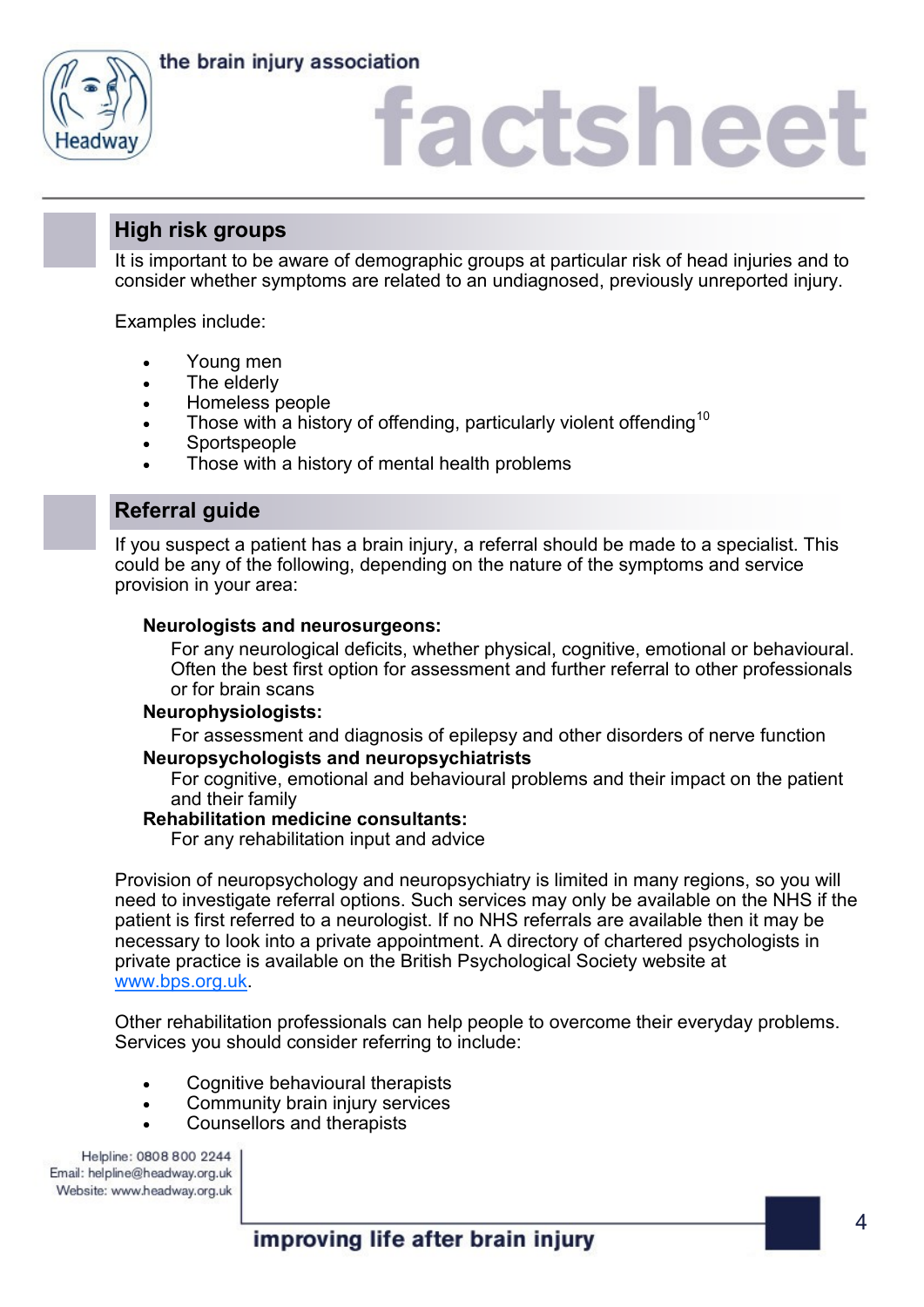## High risk groups

It is important to be aware of demographic groups at particular risk of head injuries and to consider whether symptoms are related to an undiagnosed, previously unreported injury.

Examples include:

- Young men
- The elderly
- Homeless people
- Those with a history of offending, particularly violent offending[10]
- Sportspeople
- Those with a history of mental health problems

## Referral guide

If you suspect a patient has a brain injury, a referral should be made to a specialist. This could be any of the following, depending on the nature of the symptoms and service provision in your area:

**Neurologists and neurosurgeons:**
For any neurological deficits, whether physical, cognitive, emotional or behavioural. Often the best first option for assessment and further referral to other professionals or for brain scans

**Neurophysiologists:**
For assessment and diagnosis of epilepsy and other disorders of nerve function

**Neuropsychologists and neuropsychiatrists**
For cognitive, emotional and behavioural problems and their impact on the patient and their family

**Rehabilitation medicine consultants:**
For any rehabilitation input and advice

Provision of neuropsychology and neuropsychiatry is limited in many regions, so you will need to investigate referral options. Such services may only be available on the NHS if the patient is first referred to a neurologist. If no NHS referrals are available then it may be necessary to look into a private appointment. A directory of chartered psychologists in private practice is available on the British Psychological Society website at www.bps.org.uk.

Other rehabilitation professionals can help people to overcome their everyday problems. Services you should consider referring to include:

- Cognitive behavioural therapists
- Community brain injury services
- Counsellors and therapists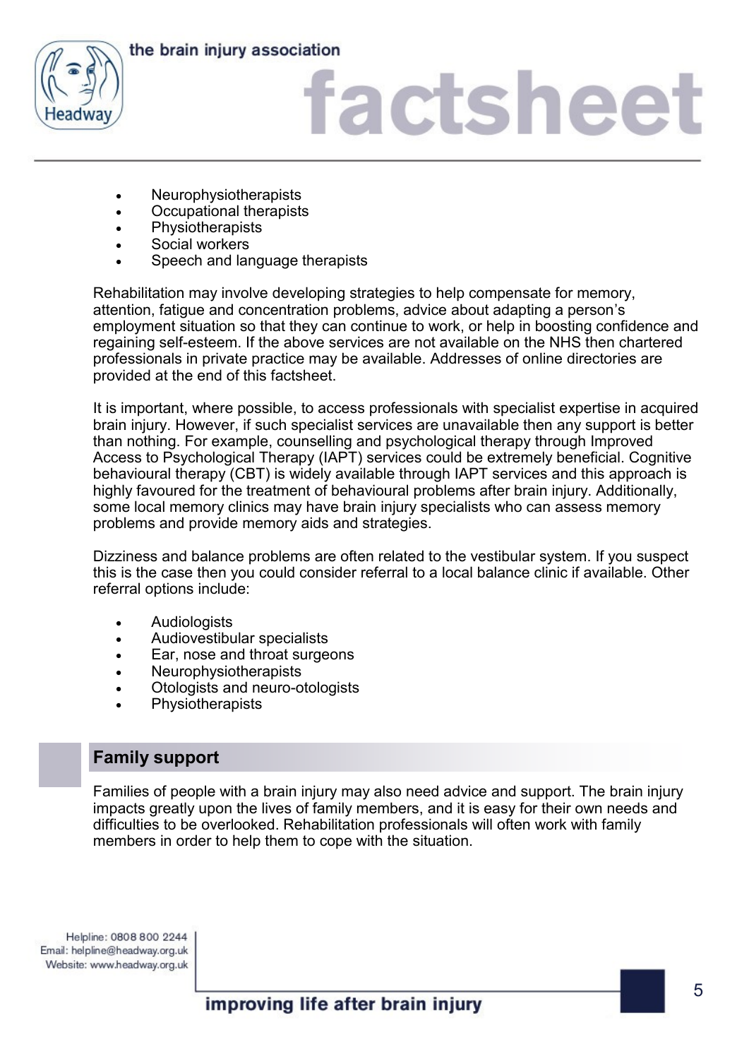- Neurophysiotherapists
- Occupational therapists
- Physiotherapists
- Social workers
- Speech and language therapists

Rehabilitation may involve developing strategies to help compensate for memory, attention, fatigue and concentration problems, advice about adapting a person's employment situation so that they can continue to work, or help in boosting confidence and regaining self-esteem. If the above services are not available on the NHS then chartered professionals in private practice may be available. Addresses of online directories are provided at the end of this factsheet.

It is important, where possible, to access professionals with specialist expertise in acquired brain injury. However, if such specialist services are unavailable then any support is better than nothing. For example, counselling and psychological therapy through Improved Access to Psychological Therapy (IAPT) services could be extremely beneficial. Cognitive behavioural therapy (CBT) is widely available through IAPT services and this approach is highly favoured for the treatment of behavioural problems after brain injury. Additionally, some local memory clinics may have brain injury specialists who can assess memory problems and provide memory aids and strategies.

Dizziness and balance problems are often related to the vestibular system. If you suspect this is the case then you could consider referral to a local balance clinic if available. Other referral options include:

- Audiologists
- Audiovestibular specialists
- Ear, nose and throat surgeons
- Neurophysiotherapists
- Otologists and neuro-otologists
- Physiotherapists

## Family support

Families of people with a brain injury may also need advice and support. The brain injury impacts greatly upon the lives of family members, and it is easy for their own needs and difficulties to be overlooked. Rehabilitation professionals will often work with family members in order to help them to cope with the situation.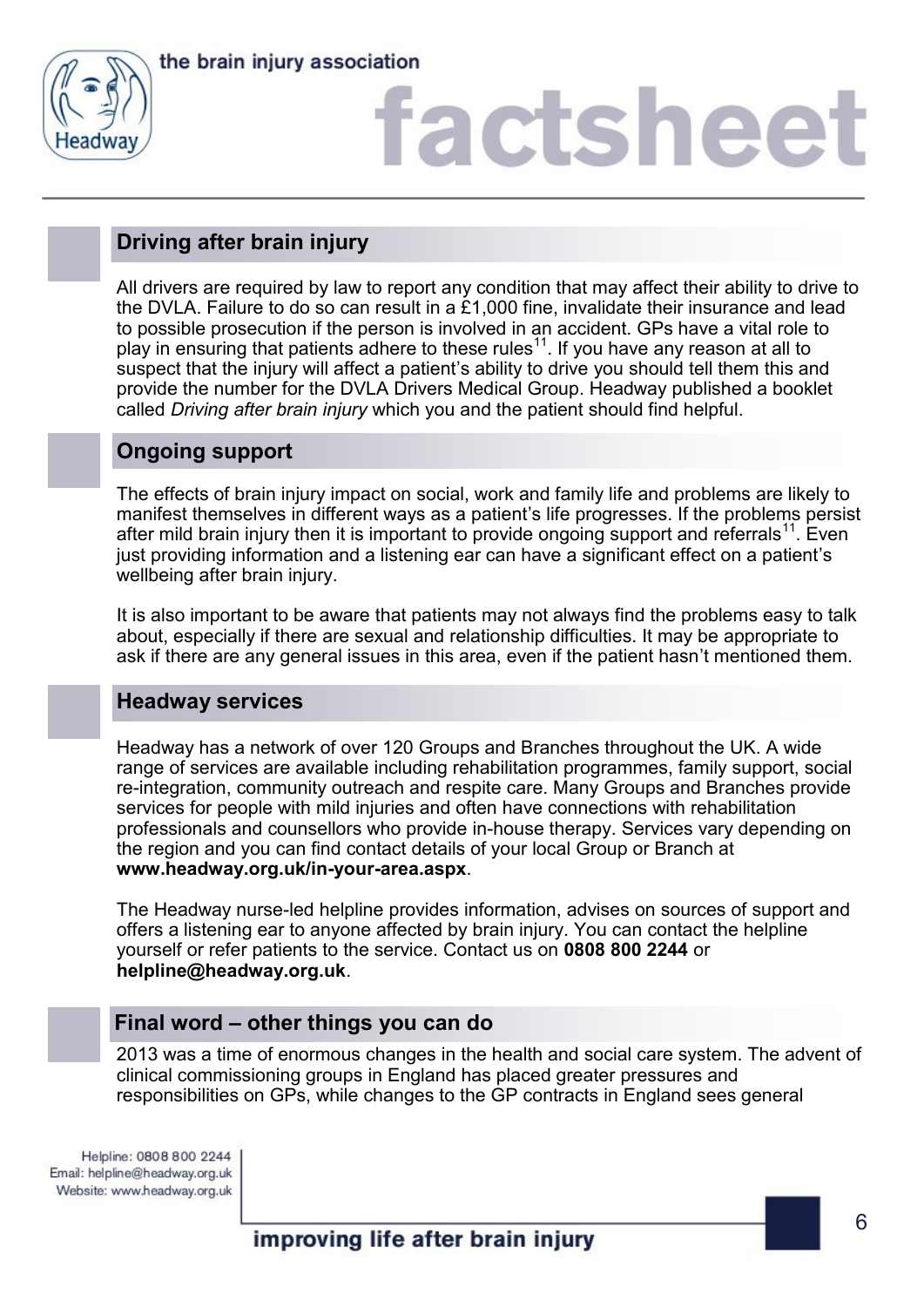## Driving after brain injury

All drivers are required by law to report any condition that may affect their ability to drive to the DVLA. Failure to do so can result in a £1,000 fine, invalidate their insurance and lead to possible prosecution if the person is involved in an accident. GPs have a vital role to play in ensuring that patients adhere to these rules[11]. If you have any reason at all to suspect that the injury will affect a patient's ability to drive you should tell them this and provide the number for the DVLA Drivers Medical Group. Headway published a booklet called *Driving after brain injury* which you and the patient should find helpful.

## Ongoing support

The effects of brain injury impact on social, work and family life and problems are likely to manifest themselves in different ways as a patient's life progresses. If the problems persist after mild brain injury then it is important to provide ongoing support and referrals[11]. Even just providing information and a listening ear can have a significant effect on a patient's wellbeing after brain injury.

It is also important to be aware that patients may not always find the problems easy to talk about, especially if there are sexual and relationship difficulties. It may be appropriate to ask if there are any general issues in this area, even if the patient hasn't mentioned them.

## Headway services

Headway has a network of over 120 Groups and Branches throughout the UK. A wide range of services are available including rehabilitation programmes, family support, social re-integration, community outreach and respite care. Many Groups and Branches provide services for people with mild injuries and often have connections with rehabilitation professionals and counsellors who provide in-house therapy. Services vary depending on the region and you can find contact details of your local Group or Branch at **www.headway.org.uk/in-your-area.aspx**.

The Headway nurse-led helpline provides information, advises on sources of support and offers a listening ear to anyone affected by brain injury. You can contact the helpline yourself or refer patients to the service. Contact us on **0808 800 2244** or **helpline@headway.org.uk**.

## Final word – other things you can do

2013 was a time of enormous changes in the health and social care system. The advent of clinical commissioning groups in England has placed greater pressures and responsibilities on GPs, while changes to the GP contracts in England sees general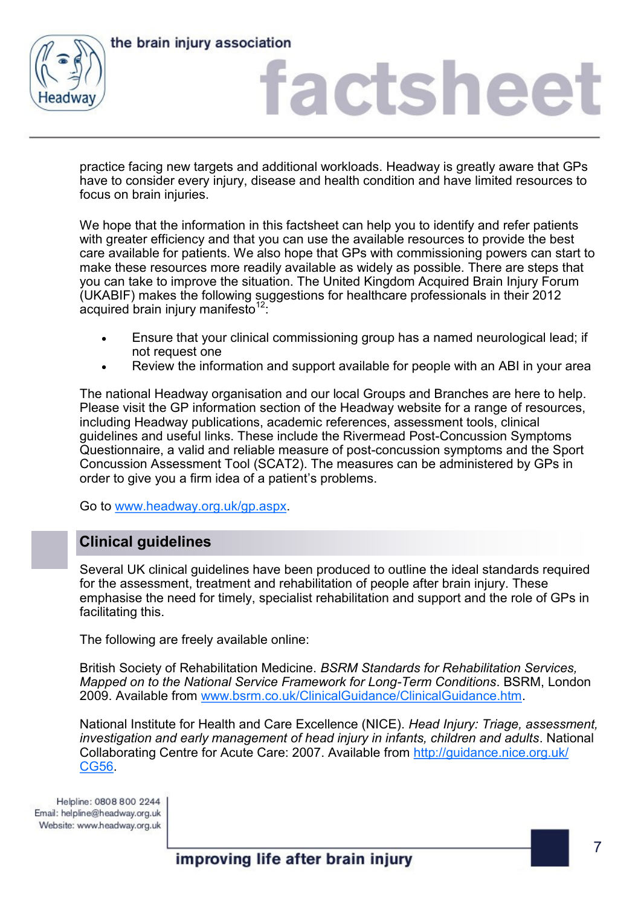practice facing new targets and additional workloads. Headway is greatly aware that GPs have to consider every injury, disease and health condition and have limited resources to focus on brain injuries.

We hope that the information in this factsheet can help you to identify and refer patients with greater efficiency and that you can use the available resources to provide the best care available for patients. We also hope that GPs with commissioning powers can start to make these resources more readily available as widely as possible. There are steps that you can take to improve the situation. The United Kingdom Acquired Brain Injury Forum (UKABIF) makes the following suggestions for healthcare professionals in their 2012 acquired brain injury manifesto[12]:

- Ensure that your clinical commissioning group has a named neurological lead; if not request one
- Review the information and support available for people with an ABI in your area

The national Headway organisation and our local Groups and Branches are here to help. Please visit the GP information section of the Headway website for a range of resources, including Headway publications, academic references, assessment tools, clinical guidelines and useful links. These include the Rivermead Post-Concussion Symptoms Questionnaire, a valid and reliable measure of post-concussion symptoms and the Sport Concussion Assessment Tool (SCAT2). The measures can be administered by GPs in order to give you a firm idea of a patient's problems.

Go to www.headway.org.uk/gp.aspx.

## Clinical guidelines

Several UK clinical guidelines have been produced to outline the ideal standards required for the assessment, treatment and rehabilitation of people after brain injury. These emphasise the need for timely, specialist rehabilitation and support and the role of GPs in facilitating this.

The following are freely available online:

British Society of Rehabilitation Medicine. *BSRM Standards for Rehabilitation Services, Mapped on to the National Service Framework for Long-Term Conditions*. BSRM, London 2009. Available from www.bsrm.co.uk/ClinicalGuidance/ClinicalGuidance.htm.

National Institute for Health and Care Excellence (NICE). *Head Injury: Triage, assessment, investigation and early management of head injury in infants, children and adults*. National Collaborating Centre for Acute Care: 2007. Available from http://guidance.nice.org.uk/CG56.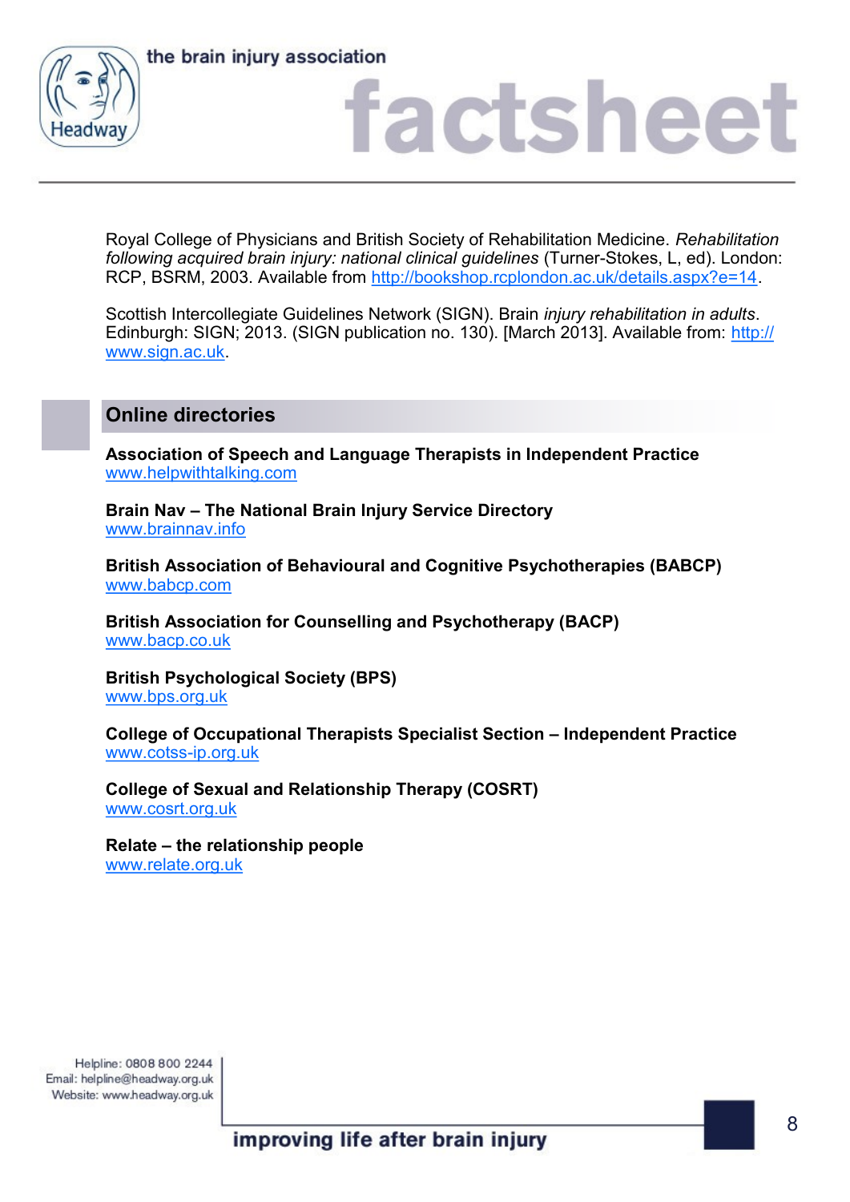Royal College of Physicians and British Society of Rehabilitation Medicine. *Rehabilitation following acquired brain injury: national clinical guidelines* (Turner-Stokes, L, ed). London: RCP, BSRM, 2003. Available from http://bookshop.rcplondon.ac.uk/details.aspx?e=14.

Scottish Intercollegiate Guidelines Network (SIGN). Brain *injury rehabilitation in adults*. Edinburgh: SIGN; 2013. (SIGN publication no. 130). [March 2013]. Available from: http://www.sign.ac.uk.

## Online directories

**Association of Speech and Language Therapists in Independent Practice**
www.helpwithtalking.com

**Brain Nav – The National Brain Injury Service Directory**
www.brainnav.info

**British Association of Behavioural and Cognitive Psychotherapies (BABCP)**
www.babcp.com

**British Association for Counselling and Psychotherapy (BACP)**
www.bacp.co.uk

**British Psychological Society (BPS)**
www.bps.org.uk

**College of Occupational Therapists Specialist Section – Independent Practice**
www.cotss-ip.org.uk

**College of Sexual and Relationship Therapy (COSRT)**
www.cosrt.org.uk

**Relate – the relationship people**
www.relate.org.uk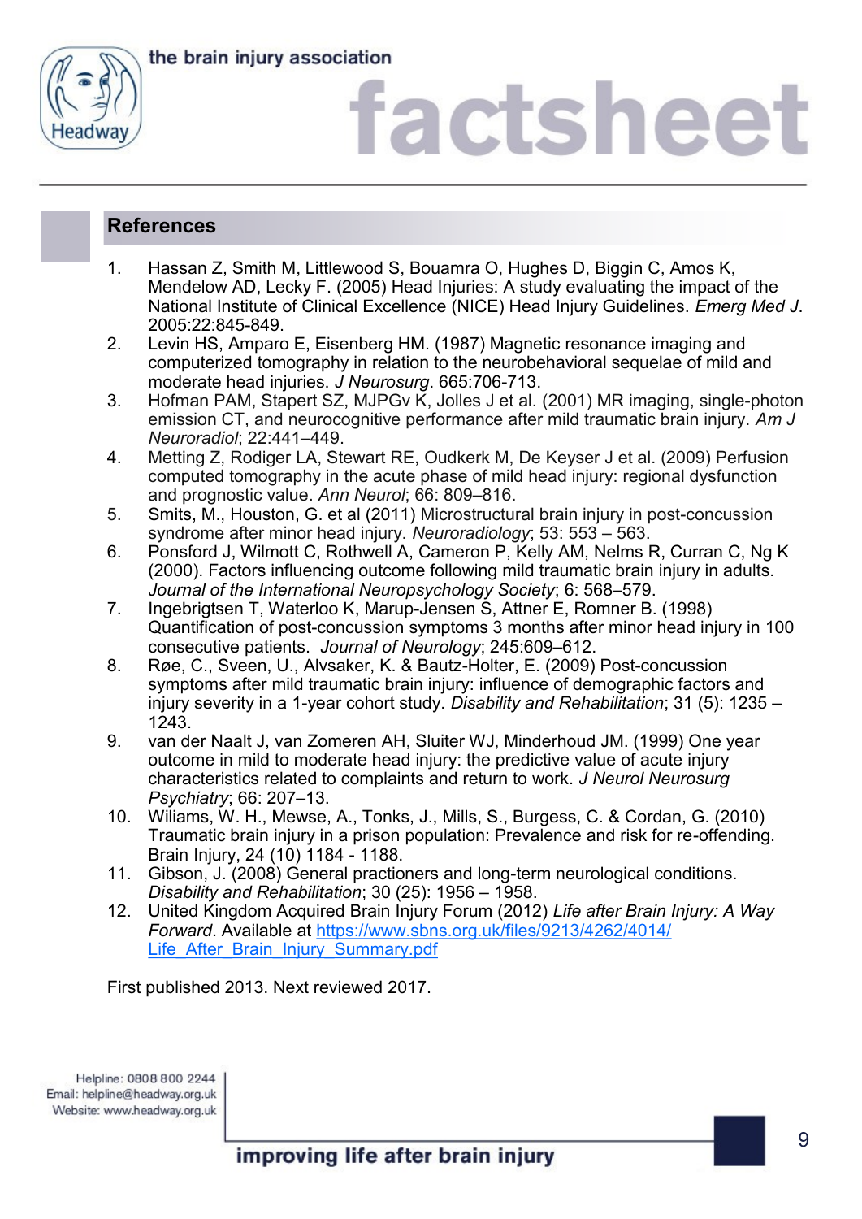## References

1. Hassan Z, Smith M, Littlewood S, Bouamra O, Hughes D, Biggin C, Amos K, Mendelow AD, Lecky F. (2005) Head Injuries: A study evaluating the impact of the National Institute of Clinical Excellence (NICE) Head Injury Guidelines. *Emerg Med J*. 2005:22:845-849.
2. Levin HS, Amparo E, Eisenberg HM. (1987) Magnetic resonance imaging and computerized tomography in relation to the neurobehavioral sequelae of mild and moderate head injuries. *J Neurosurg*. 665:706-713.
3. Hofman PAM, Stapert SZ, MJPGv K, Jolles J et al. (2001) MR imaging, single-photon emission CT, and neurocognitive performance after mild traumatic brain injury. *Am J Neuroradiol*; 22:441–449.
4. Metting Z, Rodiger LA, Stewart RE, Oudkerk M, De Keyser J et al. (2009) Perfusion computed tomography in the acute phase of mild head injury: regional dysfunction and prognostic value. *Ann Neurol*; 66: 809–816.
5. Smits, M., Houston, G. et al (2011) Microstructural brain injury in post-concussion syndrome after minor head injury. *Neuroradiology*; 53: 553 – 563.
6. Ponsford J, Wilmott C, Rothwell A, Cameron P, Kelly AM, Nelms R, Curran C, Ng K (2000). Factors influencing outcome following mild traumatic brain injury in adults. *Journal of the International Neuropsychology Society*; 6: 568–579.
7. Ingebrigtsen T, Waterloo K, Marup-Jensen S, Attner E, Romner B. (1998) Quantification of post-concussion symptoms 3 months after minor head injury in 100 consecutive patients. *Journal of Neurology*; 245:609–612.
8. Røe, C., Sveen, U., Alvsaker, K. & Bautz-Holter, E. (2009) Post-concussion symptoms after mild traumatic brain injury: influence of demographic factors and injury severity in a 1-year cohort study. *Disability and Rehabilitation*; 31 (5): 1235 – 1243.
9. van der Naalt J, van Zomeren AH, Sluiter WJ, Minderhoud JM. (1999) One year outcome in mild to moderate head injury: the predictive value of acute injury characteristics related to complaints and return to work. *J Neurol Neurosurg Psychiatry*; 66: 207–13.
10. Wiliams, W. H., Mewse, A., Tonks, J., Mills, S., Burgess, C. & Cordan, G. (2010) Traumatic brain injury in a prison population: Prevalence and risk for re-offending. Brain Injury, 24 (10) 1184 - 1188.
11. Gibson, J. (2008) General practioners and long-term neurological conditions. *Disability and Rehabilitation*; 30 (25): 1956 – 1958.
12. United Kingdom Acquired Brain Injury Forum (2012) *Life after Brain Injury: A Way Forward*. Available at https://www.sbns.org.uk/files/9213/4262/4014/Life_After_Brain_Injury_Summary.pdf

First published 2013. Next reviewed 2017.